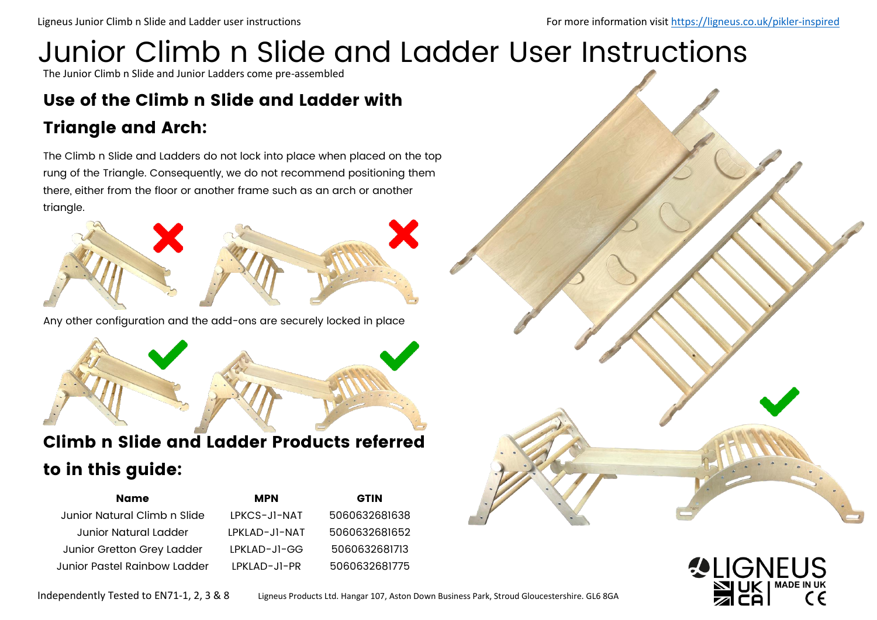# Junior Climb n Slide and Ladder User Instructions

The Junior Climb n Slide and Junior Ladders come pre-assembled

## Use of the Climb n Slide and Ladder with Triangle and Arch:

The Climb n Slide and Ladders do not lock into place when placed on the top rung of the Triangle. Consequently, we do not recommend positioning them there, either from the floor or another frame such as an arch or another triangle.

Any other configuration and the add-ons are securely locked in place

## Climb n Slide and Ladder Products referred to in this guide:

| Name | MPN | GTIN |
|---|---|---|
| Junior Natural Climb n Slide | LPKCS-J1-NAT | 5060632681638 |
| Junior Natural Ladder | LPKLAD-J1-NAT | 5060632681652 |
| Junior Gretton Grey Ladder | LPKLAD-J1-GG | 5060632681713 |
| Junior Pastel Rainbow Ladder | LPKLAD-J1-PR | 5060632681775 |

Independently Tested to EN71-1, 2, 3 & 8

Ligneus Products Ltd. Hangar 107, Aston Down Business Park, Stroud Gloucestershire. GL6 8GA

LIGNEUS UK CA MADE IN UK CE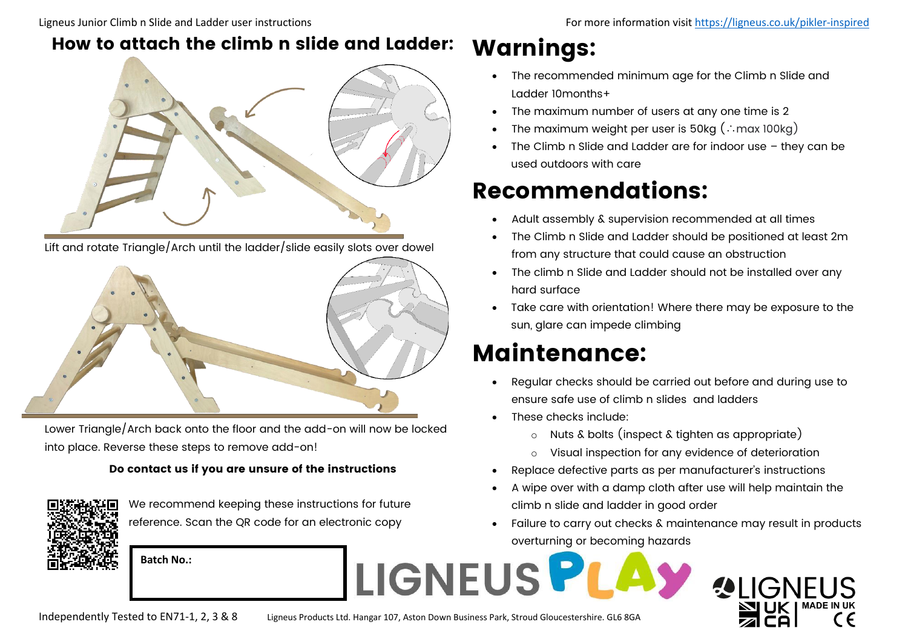## How to attach the climb n slide and Ladder:

Lift and rotate Triangle/Arch until the ladder/slide easily slots over dowel

Lower Triangle/Arch back onto the floor and the add-on will now be locked into place. Reverse these steps to remove add-on!

**Do contact us if you are unsure of the instructions**

We recommend keeping these instructions for future reference. Scan the QR code for an electronic copy

**Batch No.:**

Independently Tested to EN71-1, 2, 3 & 8

# Warnings:

- The recommended minimum age for the Climb n Slide and Ladder 10months+
- The maximum number of users at any one time is 2
- The maximum weight per user is 50kg (∴max 100kg)
- The Climb n Slide and Ladder are for indoor use – they can be used outdoors with care

# Recommendations:

- Adult assembly & supervision recommended at all times
- The Climb n Slide and Ladder should be positioned at least 2m from any structure that could cause an obstruction
- The climb n Slide and Ladder should not be installed over any hard surface
- Take care with orientation! Where there may be exposure to the sun, glare can impede climbing

# Maintenance:

- Regular checks should be carried out before and during use to ensure safe use of climb n slides and ladders
- These checks include:
  - Nuts & bolts (inspect & tighten as appropriate)
  - Visual inspection for any evidence of deterioration
- Replace defective parts as per manufacturer's instructions
- A wipe over with a damp cloth after use will help maintain the climb n slide and ladder in good order
- Failure to carry out checks & maintenance may result in products overturning or becoming hazards

LIGNEUS PLAY

LIGNEUS MADE IN UK

Ligneus Products Ltd. Hangar 107, Aston Down Business Park, Stroud Gloucestershire. GL6 8GA